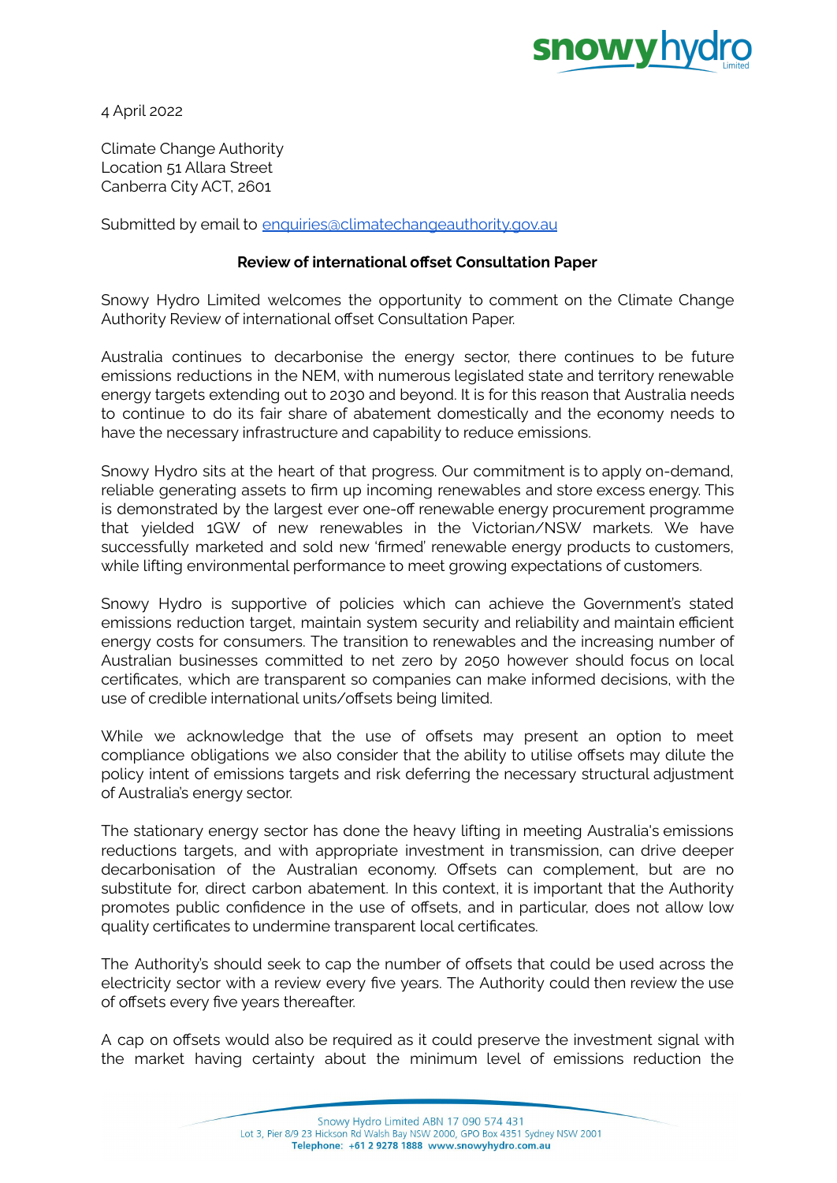4 April 2022

Climate Change Authority
Location 51 Allara Street
Canberra City ACT, 2601

Submitted by email to enquiries@climatechangeauthority.gov.au

**Review of international offset Consultation Paper**

Snowy Hydro Limited welcomes the opportunity to comment on the Climate Change Authority Review of international offset Consultation Paper.

Australia continues to decarbonise the energy sector, there continues to be future emissions reductions in the NEM, with numerous legislated state and territory renewable energy targets extending out to 2030 and beyond. It is for this reason that Australia needs to continue to do its fair share of abatement domestically and the economy needs to have the necessary infrastructure and capability to reduce emissions.

Snowy Hydro sits at the heart of that progress. Our commitment is to apply on-demand, reliable generating assets to firm up incoming renewables and store excess energy. This is demonstrated by the largest ever one-off renewable energy procurement programme that yielded 1GW of new renewables in the Victorian/NSW markets. We have successfully marketed and sold new 'firmed' renewable energy products to customers, while lifting environmental performance to meet growing expectations of customers.

Snowy Hydro is supportive of policies which can achieve the Government's stated emissions reduction target, maintain system security and reliability and maintain efficient energy costs for consumers. The transition to renewables and the increasing number of Australian businesses committed to net zero by 2050 however should focus on local certificates, which are transparent so companies can make informed decisions, with the use of credible international units/offsets being limited.

While we acknowledge that the use of offsets may present an option to meet compliance obligations we also consider that the ability to utilise offsets may dilute the policy intent of emissions targets and risk deferring the necessary structural adjustment of Australia's energy sector.

The stationary energy sector has done the heavy lifting in meeting Australia's emissions reductions targets, and with appropriate investment in transmission, can drive deeper decarbonisation of the Australian economy. Offsets can complement, but are no substitute for, direct carbon abatement. In this context, it is important that the Authority promotes public confidence in the use of offsets, and in particular, does not allow low quality certificates to undermine transparent local certificates.

The Authority's should seek to cap the number of offsets that could be used across the electricity sector with a review every five years. The Authority could then review the use of offsets every five years thereafter.

A cap on offsets would also be required as it could preserve the investment signal with the market having certainty about the minimum level of emissions reduction the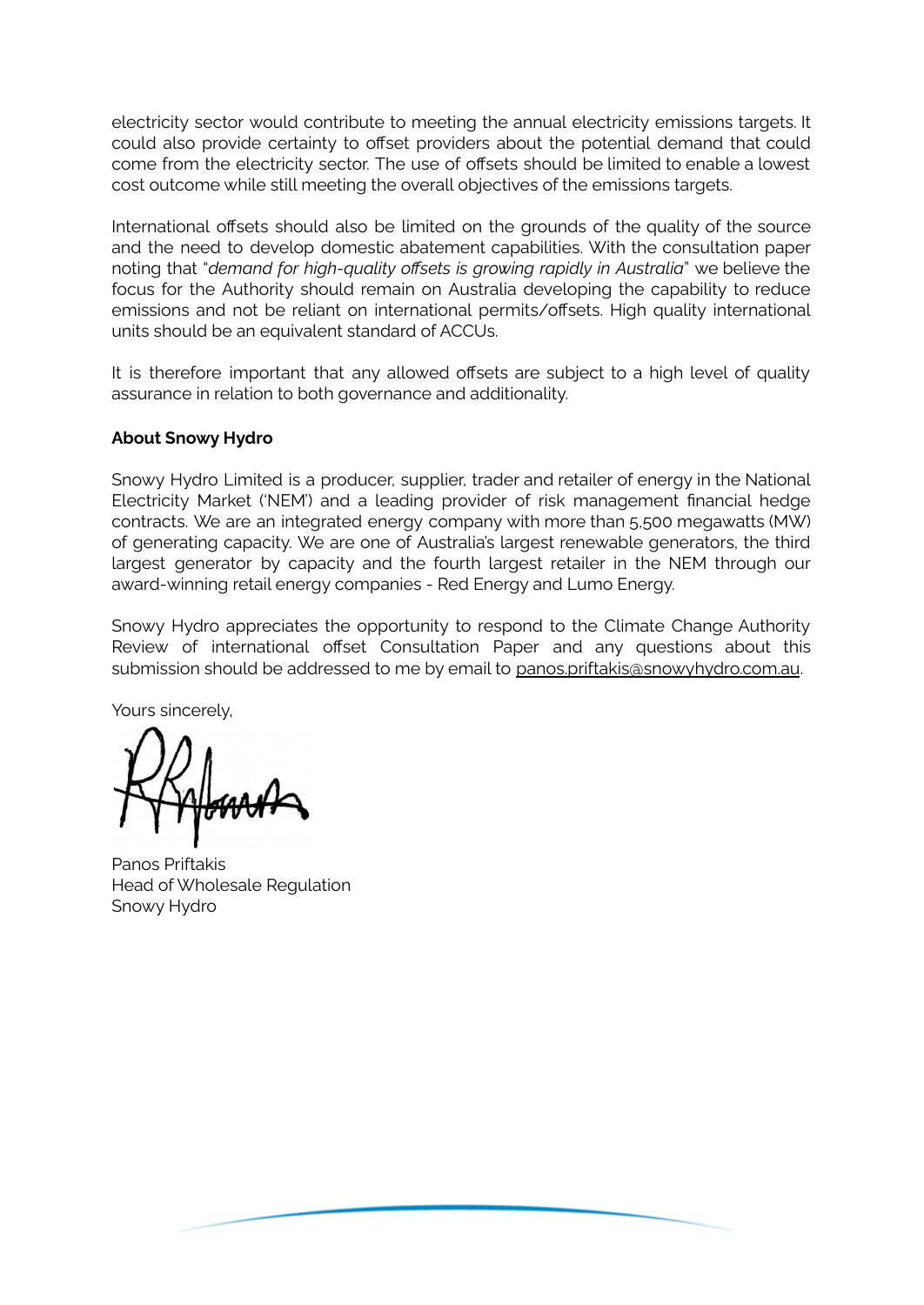electricity sector would contribute to meeting the annual electricity emissions targets. It could also provide certainty to offset providers about the potential demand that could come from the electricity sector. The use of offsets should be limited to enable a lowest cost outcome while still meeting the overall objectives of the emissions targets.

International offsets should also be limited on the grounds of the quality of the source and the need to develop domestic abatement capabilities. With the consultation paper noting that "*demand for high-quality offsets is growing rapidly in Australia*" we believe the focus for the Authority should remain on Australia developing the capability to reduce emissions and not be reliant on international permits/offsets. High quality international units should be an equivalent standard of ACCUs.

It is therefore important that any allowed offsets are subject to a high level of quality assurance in relation to both governance and additionality.

**About Snowy Hydro**

Snowy Hydro Limited is a producer, supplier, trader and retailer of energy in the National Electricity Market ('NEM') and a leading provider of risk management financial hedge contracts. We are an integrated energy company with more than 5,500 megawatts (MW) of generating capacity. We are one of Australia's largest renewable generators, the third largest generator by capacity and the fourth largest retailer in the NEM through our award-winning retail energy companies - Red Energy and Lumo Energy.

Snowy Hydro appreciates the opportunity to respond to the Climate Change Authority Review of international offset Consultation Paper and any questions about this submission should be addressed to me by email to panos.priftakis@snowyhydro.com.au.

Yours sincerely,

Panos Priftakis
Head of Wholesale Regulation
Snowy Hydro